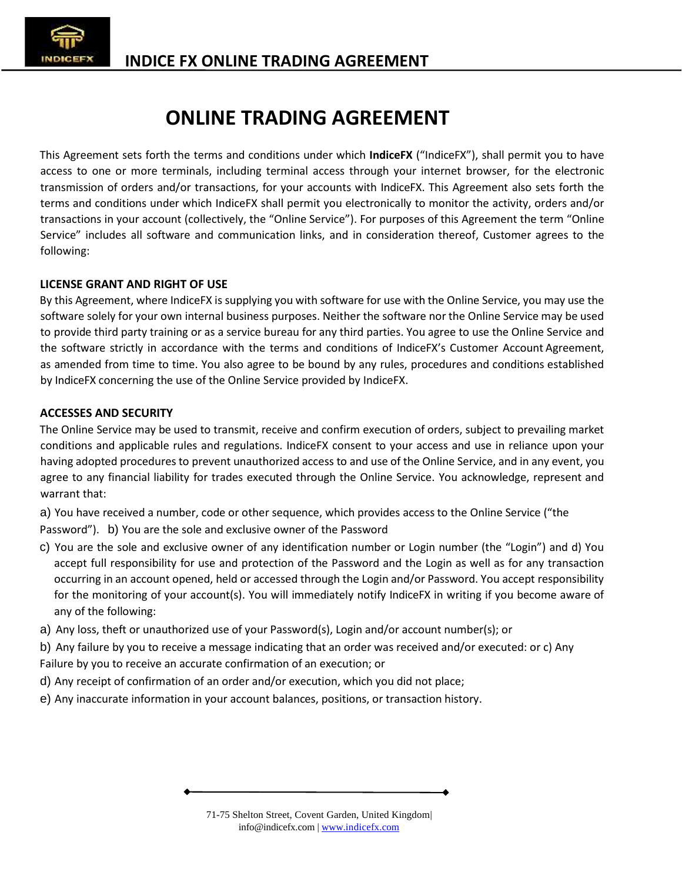# ONLINE TRADING AGREEMENT

This Agreement sets forth the terms and conditions under which **IndiceFX** ("IndiceFX"), shall permit you to have access to one or more terminals, including terminal access through your internet browser, for the electronic transmission of orders and/or transactions, for your accounts with IndiceFX. This Agreement also sets forth the terms and conditions under which IndiceFX shall permit you electronically to monitor the activity, orders and/or transactions in your account (collectively, the "Online Service"). For purposes of this Agreement the term "Online Service" includes all software and communication links, and in consideration thereof, Customer agrees to the following:

**LICENSE GRANT AND RIGHT OF USE**

By this Agreement, where IndiceFX is supplying you with software for use with the Online Service, you may use the software solely for your own internal business purposes. Neither the software nor the Online Service may be used to provide third party training or as a service bureau for any third parties. You agree to use the Online Service and the software strictly in accordance with the terms and conditions of IndiceFX's Customer Account Agreement, as amended from time to time. You also agree to be bound by any rules, procedures and conditions established by IndiceFX concerning the use of the Online Service provided by IndiceFX.

**ACCESSES AND SECURITY**

The Online Service may be used to transmit, receive and confirm execution of orders, subject to prevailing market conditions and applicable rules and regulations. IndiceFX consent to your access and use in reliance upon your having adopted procedures to prevent unauthorized access to and use of the Online Service, and in any event, you agree to any financial liability for trades executed through the Online Service. You acknowledge, represent and warrant that:

a) You have received a number, code or other sequence, which provides access to the Online Service ("the Password"). b) You are the sole and exclusive owner of the Password

c) You are the sole and exclusive owner of any identification number or Login number (the "Login") and d) You accept full responsibility for use and protection of the Password and the Login as well as for any transaction occurring in an account opened, held or accessed through the Login and/or Password. You accept responsibility for the monitoring of your account(s). You will immediately notify IndiceFX in writing if you become aware of any of the following:

a) Any loss, theft or unauthorized use of your Password(s), Login and/or account number(s); or

b) Any failure by you to receive a message indicating that an order was received and/or executed: or c) Any Failure by you to receive an accurate confirmation of an execution; or

d) Any receipt of confirmation of an order and/or execution, which you did not place;

e) Any inaccurate information in your account balances, positions, or transaction history.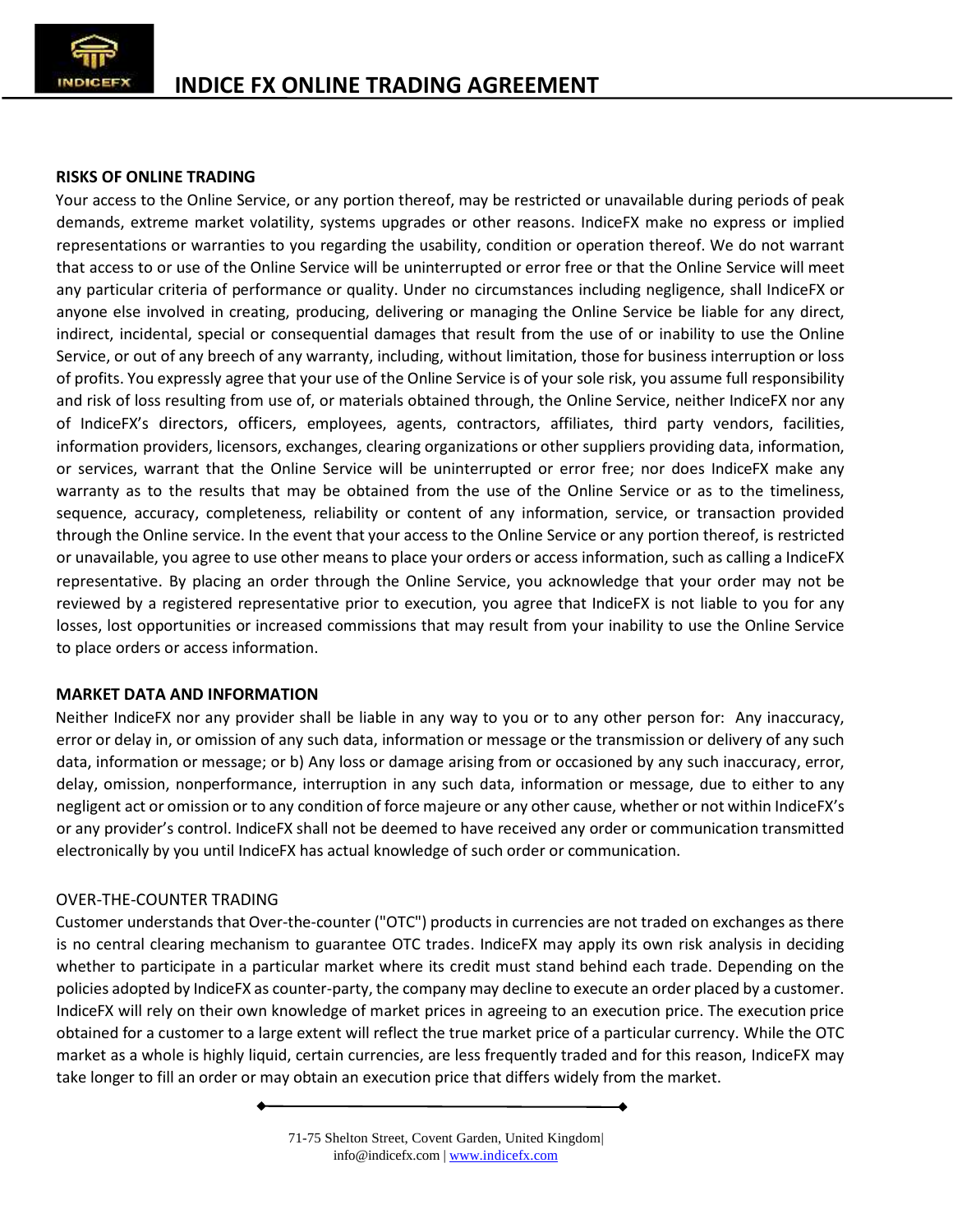**RISKS OF ONLINE TRADING**

Your access to the Online Service, or any portion thereof, may be restricted or unavailable during periods of peak demands, extreme market volatility, systems upgrades or other reasons. IndiceFX make no express or implied representations or warranties to you regarding the usability, condition or operation thereof. We do not warrant that access to or use of the Online Service will be uninterrupted or error free or that the Online Service will meet any particular criteria of performance or quality. Under no circumstances including negligence, shall IndiceFX or anyone else involved in creating, producing, delivering or managing the Online Service be liable for any direct, indirect, incidental, special or consequential damages that result from the use of or inability to use the Online Service, or out of any breech of any warranty, including, without limitation, those for business interruption or loss of profits. You expressly agree that your use of the Online Service is of your sole risk, you assume full responsibility and risk of loss resulting from use of, or materials obtained through, the Online Service, neither IndiceFX nor any of IndiceFX's directors, officers, employees, agents, contractors, affiliates, third party vendors, facilities, information providers, licensors, exchanges, clearing organizations or other suppliers providing data, information, or services, warrant that the Online Service will be uninterrupted or error free; nor does IndiceFX make any warranty as to the results that may be obtained from the use of the Online Service or as to the timeliness, sequence, accuracy, completeness, reliability or content of any information, service, or transaction provided through the Online service. In the event that your access to the Online Service or any portion thereof, is restricted or unavailable, you agree to use other means to place your orders or access information, such as calling a IndiceFX representative. By placing an order through the Online Service, you acknowledge that your order may not be reviewed by a registered representative prior to execution, you agree that IndiceFX is not liable to you for any losses, lost opportunities or increased commissions that may result from your inability to use the Online Service to place orders or access information.

**MARKET DATA AND INFORMATION**

Neither IndiceFX nor any provider shall be liable in any way to you or to any other person for: Any inaccuracy, error or delay in, or omission of any such data, information or message or the transmission or delivery of any such data, information or message; or b) Any loss or damage arising from or occasioned by any such inaccuracy, error, delay, omission, nonperformance, interruption in any such data, information or message, due to either to any negligent act or omission or to any condition of force majeure or any other cause, whether or not within IndiceFX's or any provider's control. IndiceFX shall not be deemed to have received any order or communication transmitted electronically by you until IndiceFX has actual knowledge of such order or communication.

OVER-THE-COUNTER TRADING

Customer understands that Over-the-counter ("OTC") products in currencies are not traded on exchanges as there is no central clearing mechanism to guarantee OTC trades. IndiceFX may apply its own risk analysis in deciding whether to participate in a particular market where its credit must stand behind each trade. Depending on the policies adopted by IndiceFX as counter-party, the company may decline to execute an order placed by a customer. IndiceFX will rely on their own knowledge of market prices in agreeing to an execution price. The execution price obtained for a customer to a large extent will reflect the true market price of a particular currency. While the OTC market as a whole is highly liquid, certain currencies, are less frequently traded and for this reason, IndiceFX may take longer to fill an order or may obtain an execution price that differs widely from the market.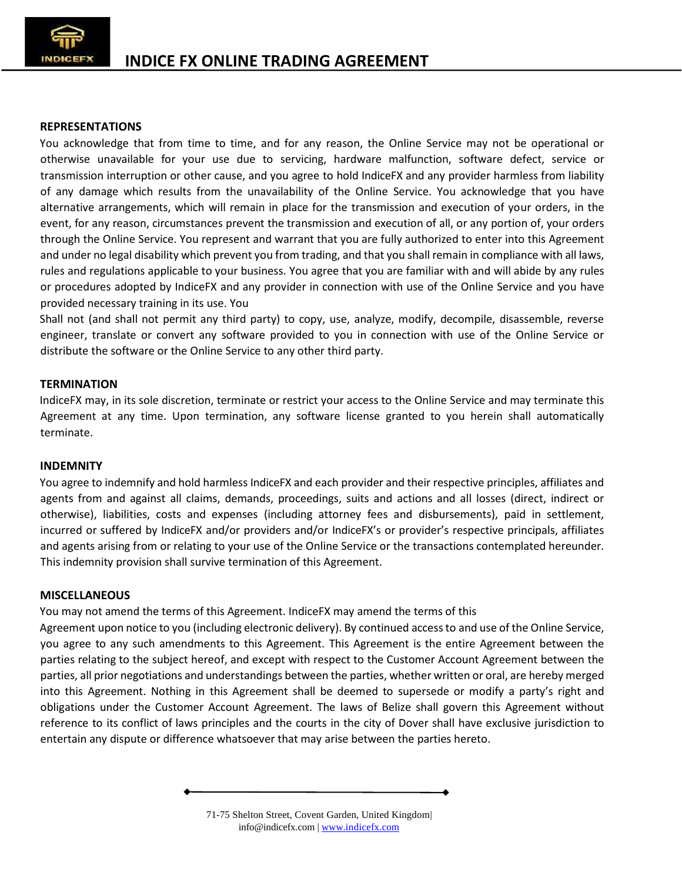## REPRESENTATIONS

You acknowledge that from time to time, and for any reason, the Online Service may not be operational or otherwise unavailable for your use due to servicing, hardware malfunction, software defect, service or transmission interruption or other cause, and you agree to hold IndiceFX and any provider harmless from liability of any damage which results from the unavailability of the Online Service. You acknowledge that you have alternative arrangements, which will remain in place for the transmission and execution of your orders, in the event, for any reason, circumstances prevent the transmission and execution of all, or any portion of, your orders through the Online Service. You represent and warrant that you are fully authorized to enter into this Agreement and under no legal disability which prevent you from trading, and that you shall remain in compliance with all laws, rules and regulations applicable to your business. You agree that you are familiar with and will abide by any rules or procedures adopted by IndiceFX and any provider in connection with use of the Online Service and you have provided necessary training in its use. You

Shall not (and shall not permit any third party) to copy, use, analyze, modify, decompile, disassemble, reverse engineer, translate or convert any software provided to you in connection with use of the Online Service or distribute the software or the Online Service to any other third party.

## TERMINATION

IndiceFX may, in its sole discretion, terminate or restrict your access to the Online Service and may terminate this Agreement at any time. Upon termination, any software license granted to you herein shall automatically terminate.

## INDEMNITY

You agree to indemnify and hold harmless IndiceFX and each provider and their respective principles, affiliates and agents from and against all claims, demands, proceedings, suits and actions and all losses (direct, indirect or otherwise), liabilities, costs and expenses (including attorney fees and disbursements), paid in settlement, incurred or suffered by IndiceFX and/or providers and/or IndiceFX's or provider's respective principals, affiliates and agents arising from or relating to your use of the Online Service or the transactions contemplated hereunder. This indemnity provision shall survive termination of this Agreement.

## MISCELLANEOUS

You may not amend the terms of this Agreement. IndiceFX may amend the terms of this

Agreement upon notice to you (including electronic delivery). By continued access to and use of the Online Service, you agree to any such amendments to this Agreement. This Agreement is the entire Agreement between the parties relating to the subject hereof, and except with respect to the Customer Account Agreement between the parties, all prior negotiations and understandings between the parties, whether written or oral, are hereby merged into this Agreement. Nothing in this Agreement shall be deemed to supersede or modify a party's right and obligations under the Customer Account Agreement. The laws of Belize shall govern this Agreement without reference to its conflict of laws principles and the courts in the city of Dover shall have exclusive jurisdiction to entertain any dispute or difference whatsoever that may arise between the parties hereto.